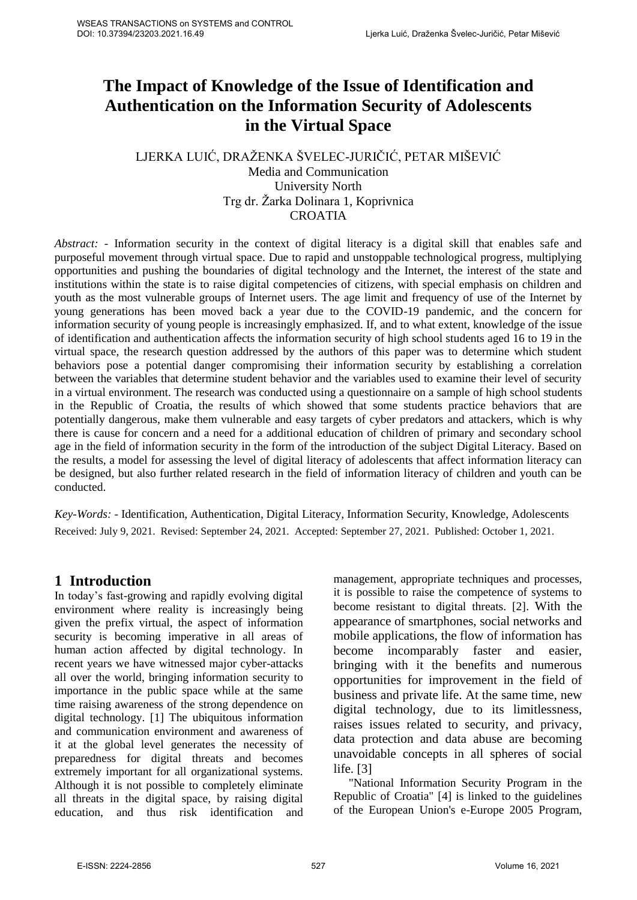# The Impact of Knowledge of the Issue of Identification and Authentication on the Information Security of Adolescents in the Virtual Space

LJERKA LUIĆ, DRAŽENKA ŠVELEC-JURIČIĆ, PETAR MIŠEVIĆ
Media and Communication
University North
Trg dr. Žarka Dolinara 1, Koprivnica
CROATIA

*Abstract:* - Information security in the context of digital literacy is a digital skill that enables safe and purposeful movement through virtual space. Due to rapid and unstoppable technological progress, multiplying opportunities and pushing the boundaries of digital technology and the Internet, the interest of the state and institutions within the state is to raise digital competencies of citizens, with special emphasis on children and youth as the most vulnerable groups of Internet users. The age limit and frequency of use of the Internet by young generations has been moved back a year due to the COVID-19 pandemic, and the concern for information security of young people is increasingly emphasized. If, and to what extent, knowledge of the issue of identification and authentication affects the information security of high school students aged 16 to 19 in the virtual space, the research question addressed by the authors of this paper was to determine which student behaviors pose a potential danger compromising their information security by establishing a correlation between the variables that determine student behavior and the variables used to examine their level of security in a virtual environment. The research was conducted using a questionnaire on a sample of high school students in the Republic of Croatia, the results of which showed that some students practice behaviors that are potentially dangerous, make them vulnerable and easy targets of cyber predators and attackers, which is why there is cause for concern and a need for a additional education of children of primary and secondary school age in the field of information security in the form of the introduction of the subject Digital Literacy. Based on the results, a model for assessing the level of digital literacy of adolescents that affect information literacy can be designed, but also further related research in the field of information literacy of children and youth can be conducted.

*Key-Words:* - Identification, Authentication, Digital Literacy, Information Security, Knowledge, Adolescents

Received: July 9, 2021. Revised: September 24, 2021. Accepted: September 27, 2021. Published: October 1, 2021.

## 1 Introduction

In today's fast-growing and rapidly evolving digital environment where reality is increasingly being given the prefix virtual, the aspect of information security is becoming imperative in all areas of human action affected by digital technology. In recent years we have witnessed major cyber-attacks all over the world, bringing information security to importance in the public space while at the same time raising awareness of the strong dependence on digital technology. [1] The ubiquitous information and communication environment and awareness of it at the global level generates the necessity of preparedness for digital threats and becomes extremely important for all organizational systems. Although it is not possible to completely eliminate all threats in the digital space, by raising digital education, and thus risk identification and management, appropriate techniques and processes, it is possible to raise the competence of systems to become resistant to digital threats. [2]. With the appearance of smartphones, social networks and mobile applications, the flow of information has become incomparably faster and easier, bringing with it the benefits and numerous opportunities for improvement in the field of business and private life. At the same time, new digital technology, due to its limitlessness, raises issues related to security, and privacy, data protection and data abuse are becoming unavoidable concepts in all spheres of social life. [3]

"National Information Security Program in the Republic of Croatia" [4] is linked to the guidelines of the European Union's e-Europe 2005 Program,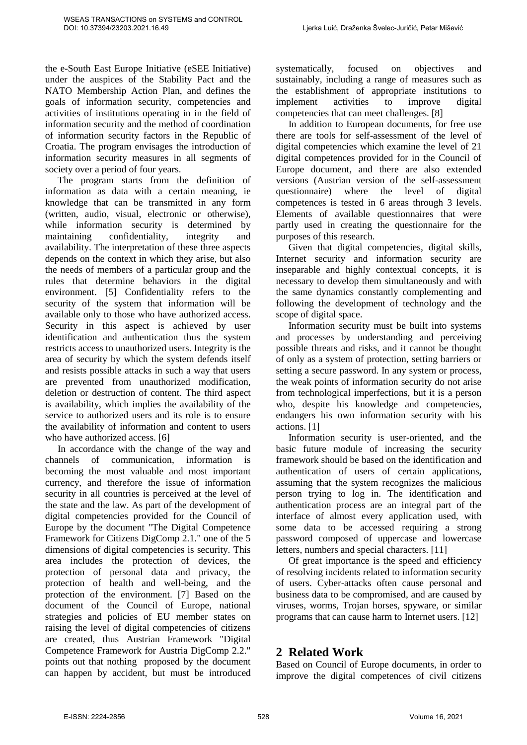the e-South East Europe Initiative (eSEE Initiative) under the auspices of the Stability Pact and the NATO Membership Action Plan, and defines the goals of information security, competencies and activities of institutions operating in in the field of information security and the method of coordination of information security factors in the Republic of Croatia. The program envisages the introduction of information security measures in all segments of society over a period of four years.

The program starts from the definition of information as data with a certain meaning, ie knowledge that can be transmitted in any form (written, audio, visual, electronic or otherwise), while information security is determined by maintaining confidentiality, integrity and availability. The interpretation of these three aspects depends on the context in which they arise, but also the needs of members of a particular group and the rules that determine behaviors in the digital environment. [5] Confidentiality refers to the security of the system that information will be available only to those who have authorized access. Security in this aspect is achieved by user identification and authentication thus the system restricts access to unauthorized users. Integrity is the area of security by which the system defends itself and resists possible attacks in such a way that users are prevented from unauthorized modification, deletion or destruction of content. The third aspect is availability, which implies the availability of the service to authorized users and its role is to ensure the availability of information and content to users who have authorized access. [6]

In accordance with the change of the way and channels of communication, information is becoming the most valuable and most important currency, and therefore the issue of information security in all countries is perceived at the level of the state and the law. As part of the development of digital competencies provided for the Council of Europe by the document "The Digital Competence Framework for Citizens DigComp 2.1." one of the 5 dimensions of digital competencies is security. This area includes the protection of devices, the protection of personal data and privacy, the protection of health and well-being, and the protection of the environment. [7] Based on the document of the Council of Europe, national strategies and policies of EU member states on raising the level of digital competencies of citizens are created, thus Austrian Framework "Digital Competence Framework for Austria DigComp 2.2." points out that nothing proposed by the document can happen by accident, but must be introduced systematically, focused on objectives and sustainably, including a range of measures such as the establishment of appropriate institutions to implement activities to improve digital competencies that can meet challenges. [8]

In addition to European documents, for free use there are tools for self-assessment of the level of digital competencies which examine the level of 21 digital competences provided for in the Council of Europe document, and there are also extended versions (Austrian version of the self-assessment questionnaire) where the level of digital competences is tested in 6 areas through 3 levels. Elements of available questionnaires that were partly used in creating the questionnaire for the purposes of this research.

Given that digital competencies, digital skills, Internet security and information security are inseparable and highly contextual concepts, it is necessary to develop them simultaneously and with the same dynamics constantly complementing and following the development of technology and the scope of digital space.

Information security must be built into systems and processes by understanding and perceiving possible threats and risks, and it cannot be thought of only as a system of protection, setting barriers or setting a secure password. In any system or process, the weak points of information security do not arise from technological imperfections, but it is a person who, despite his knowledge and competencies, endangers his own information security with his actions. [1]

Information security is user-oriented, and the basic future module of increasing the security framework should be based on the identification and authentication of users of certain applications, assuming that the system recognizes the malicious person trying to log in. The identification and authentication process are an integral part of the interface of almost every application used, with some data to be accessed requiring a strong password composed of uppercase and lowercase letters, numbers and special characters. [11]

Of great importance is the speed and efficiency of resolving incidents related to information security of users. Cyber-attacks often cause personal and business data to be compromised, and are caused by viruses, worms, Trojan horses, spyware, or similar programs that can cause harm to Internet users. [12]

## 2 Related Work

Based on Council of Europe documents, in order to improve the digital competences of civil citizens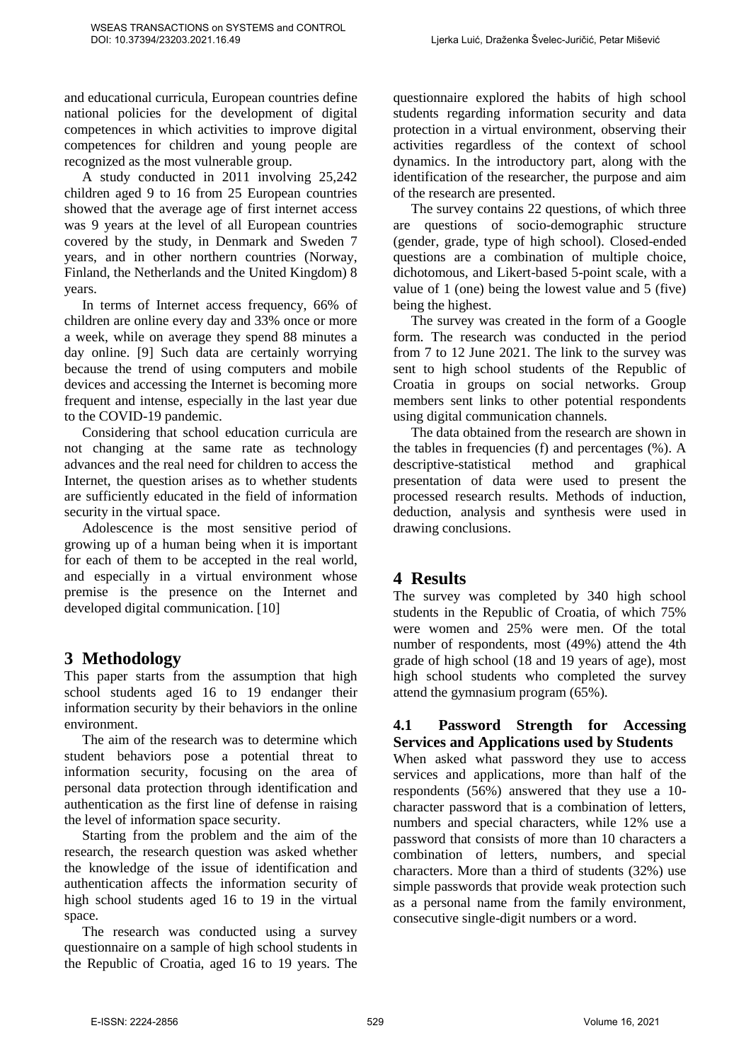and educational curricula, European countries define national policies for the development of digital competences in which activities to improve digital competences for children and young people are recognized as the most vulnerable group.

A study conducted in 2011 involving 25,242 children aged 9 to 16 from 25 European countries showed that the average age of first internet access was 9 years at the level of all European countries covered by the study, in Denmark and Sweden 7 years, and in other northern countries (Norway, Finland, the Netherlands and the United Kingdom) 8 years.

In terms of Internet access frequency, 66% of children are online every day and 33% once or more a week, while on average they spend 88 minutes a day online. [9] Such data are certainly worrying because the trend of using computers and mobile devices and accessing the Internet is becoming more frequent and intense, especially in the last year due to the COVID-19 pandemic.

Considering that school education curricula are not changing at the same rate as technology advances and the real need for children to access the Internet, the question arises as to whether students are sufficiently educated in the field of information security in the virtual space.

Adolescence is the most sensitive period of growing up of a human being when it is important for each of them to be accepted in the real world, and especially in a virtual environment whose premise is the presence on the Internet and developed digital communication. [10]

# 3 Methodology

This paper starts from the assumption that high school students aged 16 to 19 endanger their information security by their behaviors in the online environment.

The aim of the research was to determine which student behaviors pose a potential threat to information security, focusing on the area of personal data protection through identification and authentication as the first line of defense in raising the level of information space security.

Starting from the problem and the aim of the research, the research question was asked whether the knowledge of the issue of identification and authentication affects the information security of high school students aged 16 to 19 in the virtual space.

The research was conducted using a survey questionnaire on a sample of high school students in the Republic of Croatia, aged 16 to 19 years. The questionnaire explored the habits of high school students regarding information security and data protection in a virtual environment, observing their activities regardless of the context of school dynamics. In the introductory part, along with the identification of the researcher, the purpose and aim of the research are presented.

The survey contains 22 questions, of which three are questions of socio-demographic structure (gender, grade, type of high school). Closed-ended questions are a combination of multiple choice, dichotomous, and Likert-based 5-point scale, with a value of 1 (one) being the lowest value and 5 (five) being the highest.

The survey was created in the form of a Google form. The research was conducted in the period from 7 to 12 June 2021. The link to the survey was sent to high school students of the Republic of Croatia in groups on social networks. Group members sent links to other potential respondents using digital communication channels.

The data obtained from the research are shown in the tables in frequencies (f) and percentages (%). A descriptive-statistical method and graphical presentation of data were used to present the processed research results. Methods of induction, deduction, analysis and synthesis were used in drawing conclusions.

# 4 Results

The survey was completed by 340 high school students in the Republic of Croatia, of which 75% were women and 25% were men. Of the total number of respondents, most (49%) attend the 4th grade of high school (18 and 19 years of age), most high school students who completed the survey attend the gymnasium program (65%).

## 4.1 Password Strength for Accessing Services and Applications used by Students

When asked what password they use to access services and applications, more than half of the respondents (56%) answered that they use a 10-character password that is a combination of letters, numbers and special characters, while 12% use a password that consists of more than 10 characters a combination of letters, numbers, and special characters. More than a third of students (32%) use simple passwords that provide weak protection such as a personal name from the family environment, consecutive single-digit numbers or a word.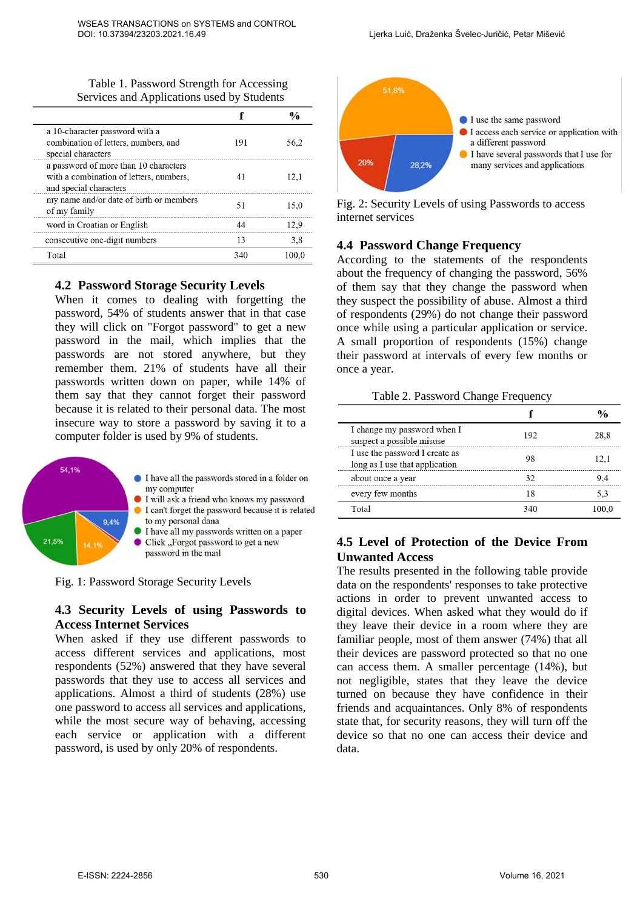Table 1. Password Strength for Accessing Services and Applications used by Students

| | f | % |
|---|---|---|
| a 10-character password with a combination of letters, numbers, and special characters | 191 | 56,2 |
| a password of more than 10 characters with a combination of letters, numbers, and special characters | 41 | 12,1 |
| my name and/or date of birth or members of my family | 51 | 15,0 |
| word in Croatian or English | 44 | 12,9 |
| consecutive one-digit numbers | 13 | 3,8 |
| Total | 340 | 100,0 |

### 4.2 Password Storage Security Levels

When it comes to dealing with forgetting the password, 54% of students answer that in that case they will click on "Forgot password" to get a new password in the mail, which implies that the passwords are not stored anywhere, but they remember them. 21% of students have all their passwords written down on paper, while 14% of them say that they cannot forget their password because it is related to their personal data. The most insecure way to store a password by saving it to a computer folder is used by 9% of students.

Fig. 1: Password Storage Security Levels

### 4.3 Security Levels of using Passwords to Access Internet Services

When asked if they use different passwords to access different services and applications, most respondents (52%) answered that they have several passwords that they use to access all services and applications. Almost a third of students (28%) use one password to access all services and applications, while the most secure way of behaving, accessing each service or application with a different password, is used by only 20% of respondents.

Fig. 2: Security Levels of using Passwords to access internet services

### 4.4 Password Change Frequency

According to the statements of the respondents about the frequency of changing the password, 56% of them say that they change the password when they suspect the possibility of abuse. Almost a third of respondents (29%) do not change their password once while using a particular application or service. A small proportion of respondents (15%) change their password at intervals of every few months or once a year.

Table 2. Password Change Frequency

| | f | % |
|---|---|---|
| I change my password when I suspect a possible misuse | 192 | 28,8 |
| I use the password I create as long as I use that application | 98 | 12,1 |
| about once a year | 32 | 9,4 |
| every few months | 18 | 5,3 |
| Total | 340 | 100,0 |

### 4.5 Level of Protection of the Device From Unwanted Access

The results presented in the following table provide data on the respondents' responses to take protective actions in order to prevent unwanted access to digital devices. When asked what they would do if they leave their device in a room where they are familiar people, most of them answer (74%) that all their devices are password protected so that no one can access them. A smaller percentage (14%), but not negligible, states that they leave the device turned on because they have confidence in their friends and acquaintances. Only 8% of respondents state that, for security reasons, they will turn off the device so that no one can access their device and data.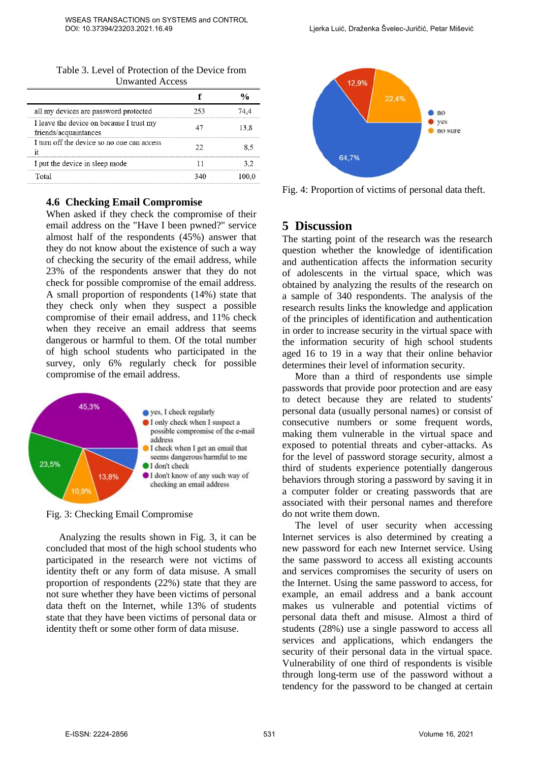Table 3. Level of Protection of the Device from Unwanted Access

| | f | % |
|---|---|---|
| all my devices are password protected | 253 | 74,4 |
| I leave the device on because I trust my friends/acquaintances | 47 | 13,8 |
| I turn off the device so no one can access it | 22 | 8,5 |
| I put the device in sleep mode | 11 | 3,2 |
| Total | 340 | 100,0 |

### 4.6 Checking Email Compromise

When asked if they check the compromise of their email address on the "Have I been pwned?" service almost half of the respondents (45%) answer that they do not know about the existence of such a way of checking the security of the email address, while 23% of the respondents answer that they do not check for possible compromise of the email address. A small proportion of respondents (14%) state that they check only when they suspect a possible compromise of their email address, and 11% check when they receive an email address that seems dangerous or harmful to them. Of the total number of high school students who participated in the survey, only 6% regularly check for possible compromise of the email address.

Fig. 3: Checking Email Compromise

Analyzing the results shown in Fig. 3, it can be concluded that most of the high school students who participated in the research were not victims of identity theft or any form of data misuse. A small proportion of respondents (22%) state that they are not sure whether they have been victims of personal data theft on the Internet, while 13% of students state that they have been victims of personal data or identity theft or some other form of data misuse.

Fig. 4: Proportion of victims of personal data theft.

## 5 Discussion

The starting point of the research was the research question whether the knowledge of identification and authentication affects the information security of adolescents in the virtual space, which was obtained by analyzing the results of the research on a sample of 340 respondents. The analysis of the research results links the knowledge and application of the principles of identification and authentication in order to increase security in the virtual space with the information security of high school students aged 16 to 19 in a way that their online behavior determines their level of information security.

More than a third of respondents use simple passwords that provide poor protection and are easy to detect because they are related to students' personal data (usually personal names) or consist of consecutive numbers or some frequent words, making them vulnerable in the virtual space and exposed to potential threats and cyber-attacks. As for the level of password storage security, almost a third of students experience potentially dangerous behaviors through storing a password by saving it in a computer folder or creating passwords that are associated with their personal names and therefore do not write them down.

The level of user security when accessing Internet services is also determined by creating a new password for each new Internet service. Using the same password to access all existing accounts and services compromises the security of users on the Internet. Using the same password to access, for example, an email address and a bank account makes us vulnerable and potential victims of personal data theft and misuse. Almost a third of students (28%) use a single password to access all services and applications, which endangers the security of their personal data in the virtual space. Vulnerability of one third of respondents is visible through long-term use of the password without a tendency for the password to be changed at certain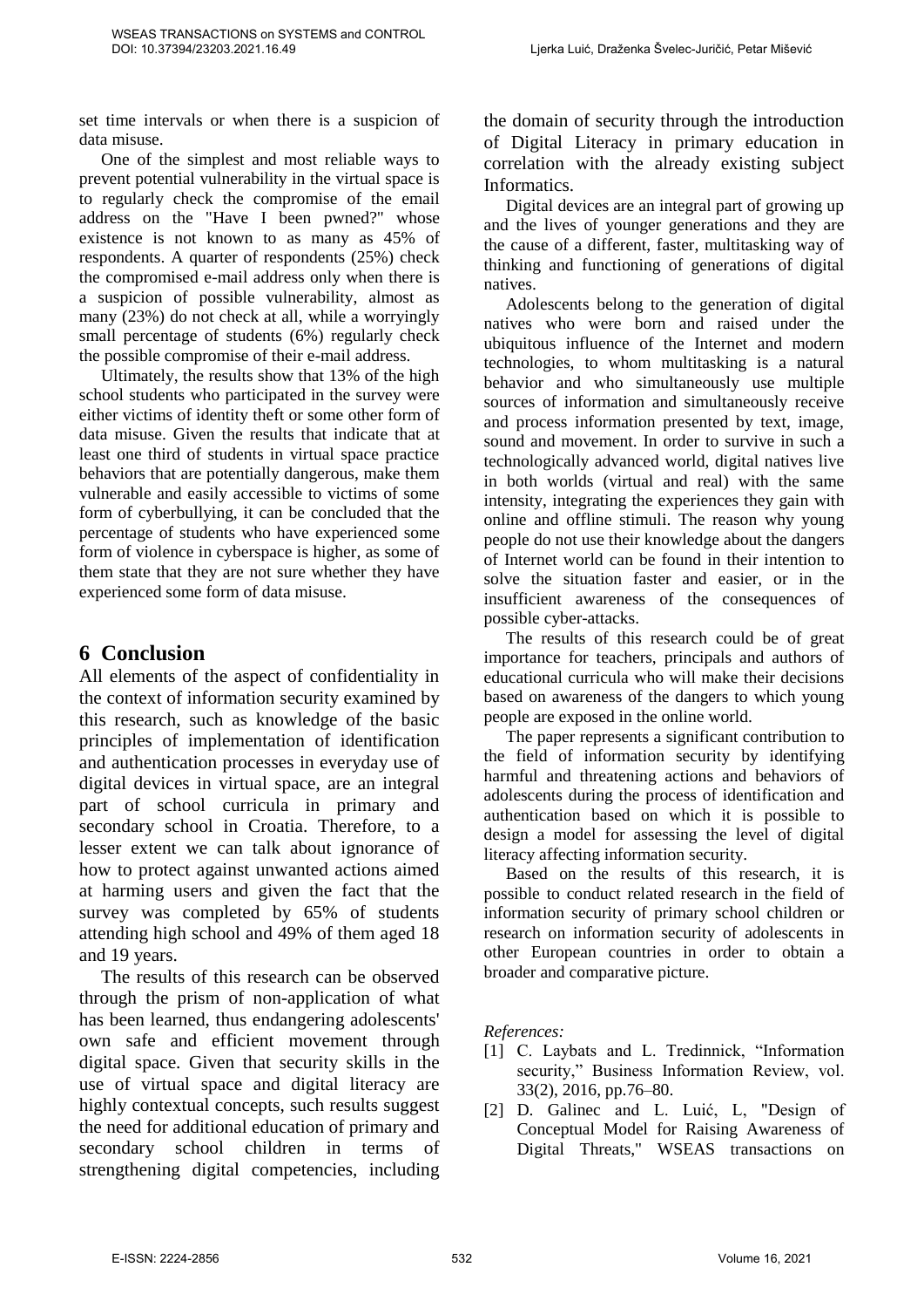set time intervals or when there is a suspicion of data misuse.

One of the simplest and most reliable ways to prevent potential vulnerability in the virtual space is to regularly check the compromise of the email address on the "Have I been pwned?" whose existence is not known to as many as 45% of respondents. A quarter of respondents (25%) check the compromised e-mail address only when there is a suspicion of possible vulnerability, almost as many (23%) do not check at all, while a worryingly small percentage of students (6%) regularly check the possible compromise of their e-mail address.

Ultimately, the results show that 13% of the high school students who participated in the survey were either victims of identity theft or some other form of data misuse. Given the results that indicate that at least one third of students in virtual space practice behaviors that are potentially dangerous, make them vulnerable and easily accessible to victims of some form of cyberbullying, it can be concluded that the percentage of students who have experienced some form of violence in cyberspace is higher, as some of them state that they are not sure whether they have experienced some form of data misuse.

# 6 Conclusion

All elements of the aspect of confidentiality in the context of information security examined by this research, such as knowledge of the basic principles of implementation of identification and authentication processes in everyday use of digital devices in virtual space, are an integral part of school curricula in primary and secondary school in Croatia. Therefore, to a lesser extent we can talk about ignorance of how to protect against unwanted actions aimed at harming users and given the fact that the survey was completed by 65% of students attending high school and 49% of them aged 18 and 19 years.

The results of this research can be observed through the prism of non-application of what has been learned, thus endangering adolescents' own safe and efficient movement through digital space. Given that security skills in the use of virtual space and digital literacy are highly contextual concepts, such results suggest the need for additional education of primary and secondary school children in terms of strengthening digital competencies, including the domain of security through the introduction of Digital Literacy in primary education in correlation with the already existing subject Informatics.

Digital devices are an integral part of growing up and the lives of younger generations and they are the cause of a different, faster, multitasking way of thinking and functioning of generations of digital natives.

Adolescents belong to the generation of digital natives who were born and raised under the ubiquitous influence of the Internet and modern technologies, to whom multitasking is a natural behavior and who simultaneously use multiple sources of information and simultaneously receive and process information presented by text, image, sound and movement. In order to survive in such a technologically advanced world, digital natives live in both worlds (virtual and real) with the same intensity, integrating the experiences they gain with online and offline stimuli. The reason why young people do not use their knowledge about the dangers of Internet world can be found in their intention to solve the situation faster and easier, or in the insufficient awareness of the consequences of possible cyber-attacks.

The results of this research could be of great importance for teachers, principals and authors of educational curricula who will make their decisions based on awareness of the dangers to which young people are exposed in the online world.

The paper represents a significant contribution to the field of information security by identifying harmful and threatening actions and behaviors of adolescents during the process of identification and authentication based on which it is possible to design a model for assessing the level of digital literacy affecting information security.

Based on the results of this research, it is possible to conduct related research in the field of information security of primary school children or research on information security of adolescents in other European countries in order to obtain a broader and comparative picture.

*References:*

[1] C. Laybats and L. Tredinnick, "Information security," Business Information Review, vol. 33(2), 2016, pp.76–80.

[2] D. Galinec and L. Luić, L, "Design of Conceptual Model for Raising Awareness of Digital Threats," WSEAS transactions on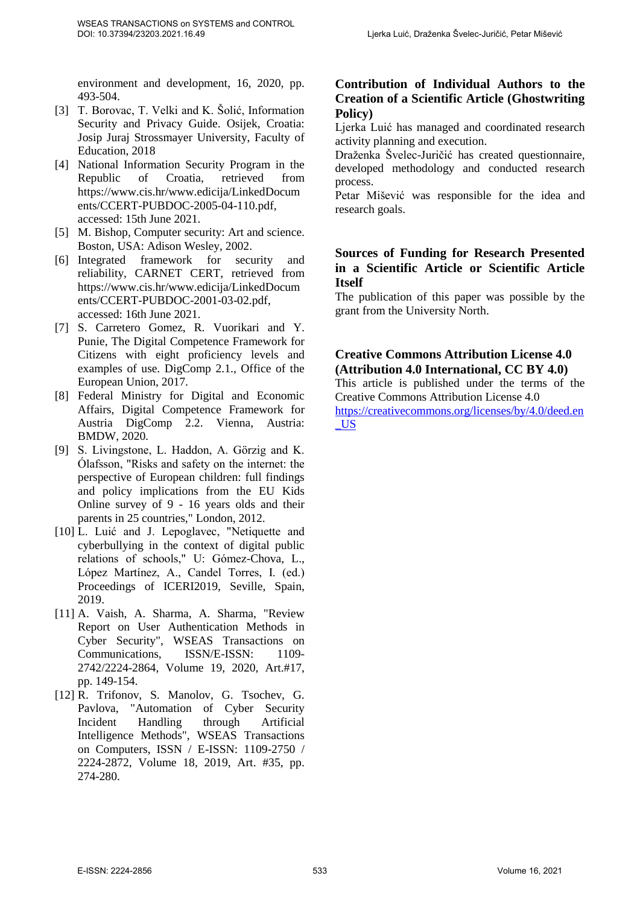environment and development, 16, 2020, pp. 493-504.

[3] T. Borovac, T. Velki and K. Šolić, Information Security and Privacy Guide. Osijek, Croatia: Josip Juraj Strossmayer University, Faculty of Education, 2018

[4] National Information Security Program in the Republic of Croatia, retrieved from https://www.cis.hr/www.edicija/LinkedDocuments/CCERT-PUBDOC-2005-04-110.pdf, accessed: 15th June 2021.

[5] M. Bishop, Computer security: Art and science. Boston, USA: Adison Wesley, 2002.

[6] Integrated framework for security and reliability, CARNET CERT, retrieved from https://www.cis.hr/www.edicija/LinkedDocuments/CCERT-PUBDOC-2001-03-02.pdf, accessed: 16th June 2021.

[7] S. Carretero Gomez, R. Vuorikari and Y. Punie, The Digital Competence Framework for Citizens with eight proficiency levels and examples of use. DigComp 2.1., Office of the European Union, 2017.

[8] Federal Ministry for Digital and Economic Affairs, Digital Competence Framework for Austria DigComp 2.2. Vienna, Austria: BMDW, 2020.

[9] S. Livingstone, L. Haddon, A. Görzig and K. Ólafsson, "Risks and safety on the internet: the perspective of European children: full findings and policy implications from the EU Kids Online survey of 9 - 16 years olds and their parents in 25 countries," London, 2012.

[10] L. Luić and J. Lepoglavec, "Netiquette and cyberbullying in the context of digital public relations of schools," U: Gómez-Chova, L., López Martínez, A., Candel Torres, I. (ed.) Proceedings of ICERI2019, Seville, Spain, 2019.

[11] A. Vaish, A. Sharma, A. Sharma, "Review Report on User Authentication Methods in Cyber Security", WSEAS Transactions on Communications, ISSN/E-ISSN: 1109-2742/2224-2864, Volume 19, 2020, Art.#17, pp. 149-154.

[12] R. Trifonov, S. Manolov, G. Tsochev, G. Pavlova, "Automation of Cyber Security Incident Handling through Artificial Intelligence Methods", WSEAS Transactions on Computers, ISSN / E-ISSN: 1109-2750 / 2224-2872, Volume 18, 2019, Art. #35, pp. 274-280.

### Contribution of Individual Authors to the Creation of a Scientific Article (Ghostwriting Policy)

Ljerka Luić has managed and coordinated research activity planning and execution.

Draženka Švelec-Juričić has created questionnaire, developed methodology and conducted research process.

Petar Mišević was responsible for the idea and research goals.

### Sources of Funding for Research Presented in a Scientific Article or Scientific Article Itself

The publication of this paper was possible by the grant from the University North.

### Creative Commons Attribution License 4.0 (Attribution 4.0 International, CC BY 4.0)

This article is published under the terms of the Creative Commons Attribution License 4.0
https://creativecommons.org/licenses/by/4.0/deed.en_US